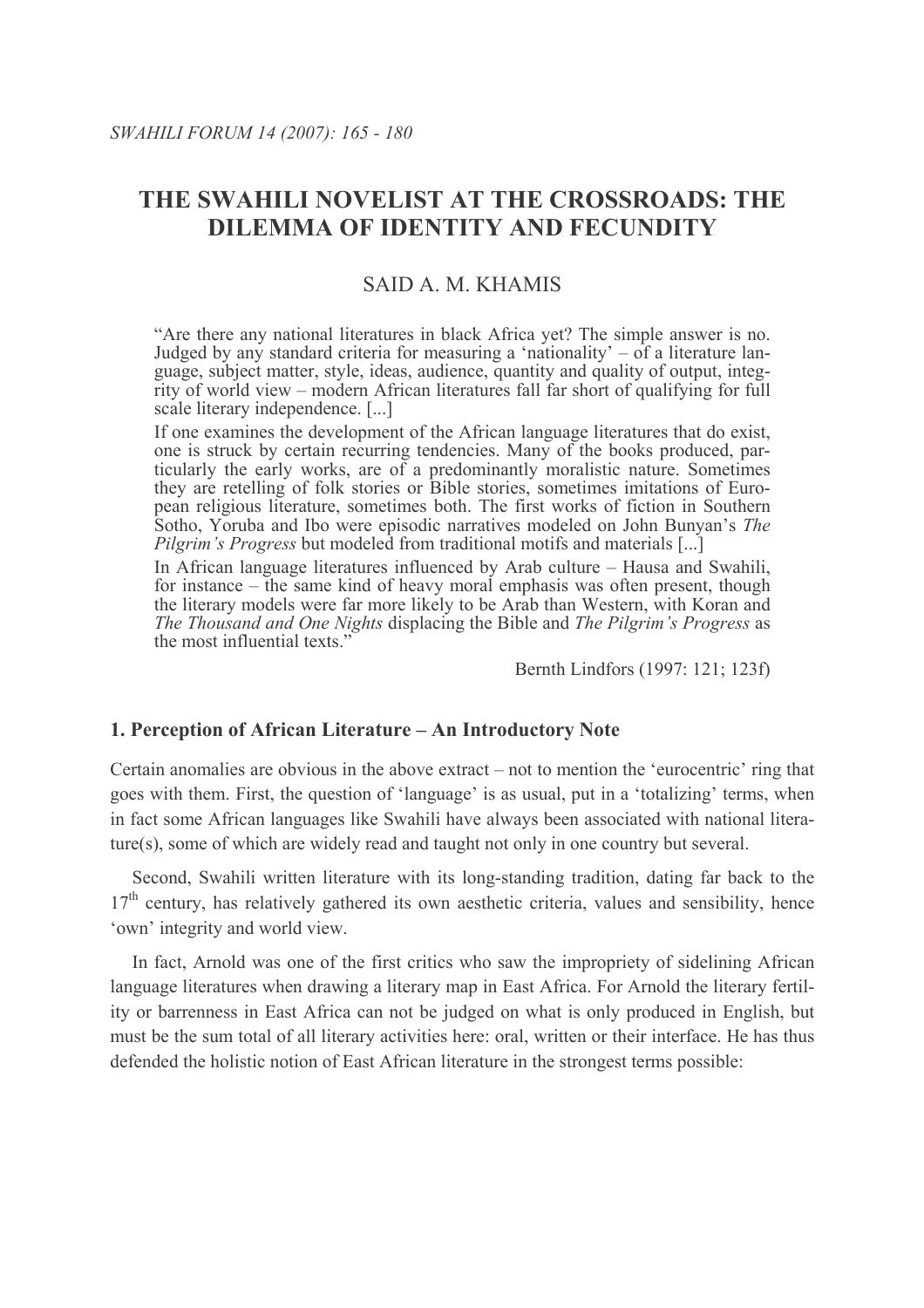# THE SWAHILI NOVELIST AT THE CROSSROADS: THE DILEMMA OF IDENTITY AND FECUNDITY

SAID A. M. KHAMIS

> "Are there any national literatures in black Africa yet? The simple answer is no. Judged by any standard criteria for measuring a 'nationality' – of a literature language, subject matter, style, ideas, audience, quantity and quality of output, integrity of world view – modern African literatures fall far short of qualifying for full scale literary independence. [...]
>
> If one examines the development of the African language literatures that do exist, one is struck by certain recurring tendencies. Many of the books produced, particularly the early works, are of a predominantly moralistic nature. Sometimes they are retelling of folk stories or Bible stories, sometimes imitations of European religious literature, sometimes both. The first works of fiction in Southern Sotho, Yoruba and Ibo were episodic narratives modeled on John Bunyan's *The Pilgrim's Progress* but modeled from traditional motifs and materials [...]
>
> In African language literatures influenced by Arab culture – Hausa and Swahili, for instance – the same kind of heavy moral emphasis was often present, though the literary models were far more likely to be Arab than Western, with Koran and *The Thousand and One Nights* displacing the Bible and *The Pilgrim's Progress* as the most influential texts."
>
> Bernth Lindfors (1997: 121; 123f)

## 1. Perception of African Literature – An Introductory Note

Certain anomalies are obvious in the above extract – not to mention the 'eurocentric' ring that goes with them. First, the question of 'language' is as usual, put in a 'totalizing' terms, when in fact some African languages like Swahili have always been associated with national literature(s), some of which are widely read and taught not only in one country but several.

Second, Swahili written literature with its long-standing tradition, dating far back to the 17th century, has relatively gathered its own aesthetic criteria, values and sensibility, hence 'own' integrity and world view.

In fact, Arnold was one of the first critics who saw the impropriety of sidelining African language literatures when drawing a literary map in East Africa. For Arnold the literary fertility or barrenness in East Africa can not be judged on what is only produced in English, but must be the sum total of all literary activities here: oral, written or their interface. He has thus defended the holistic notion of East African literature in the strongest terms possible: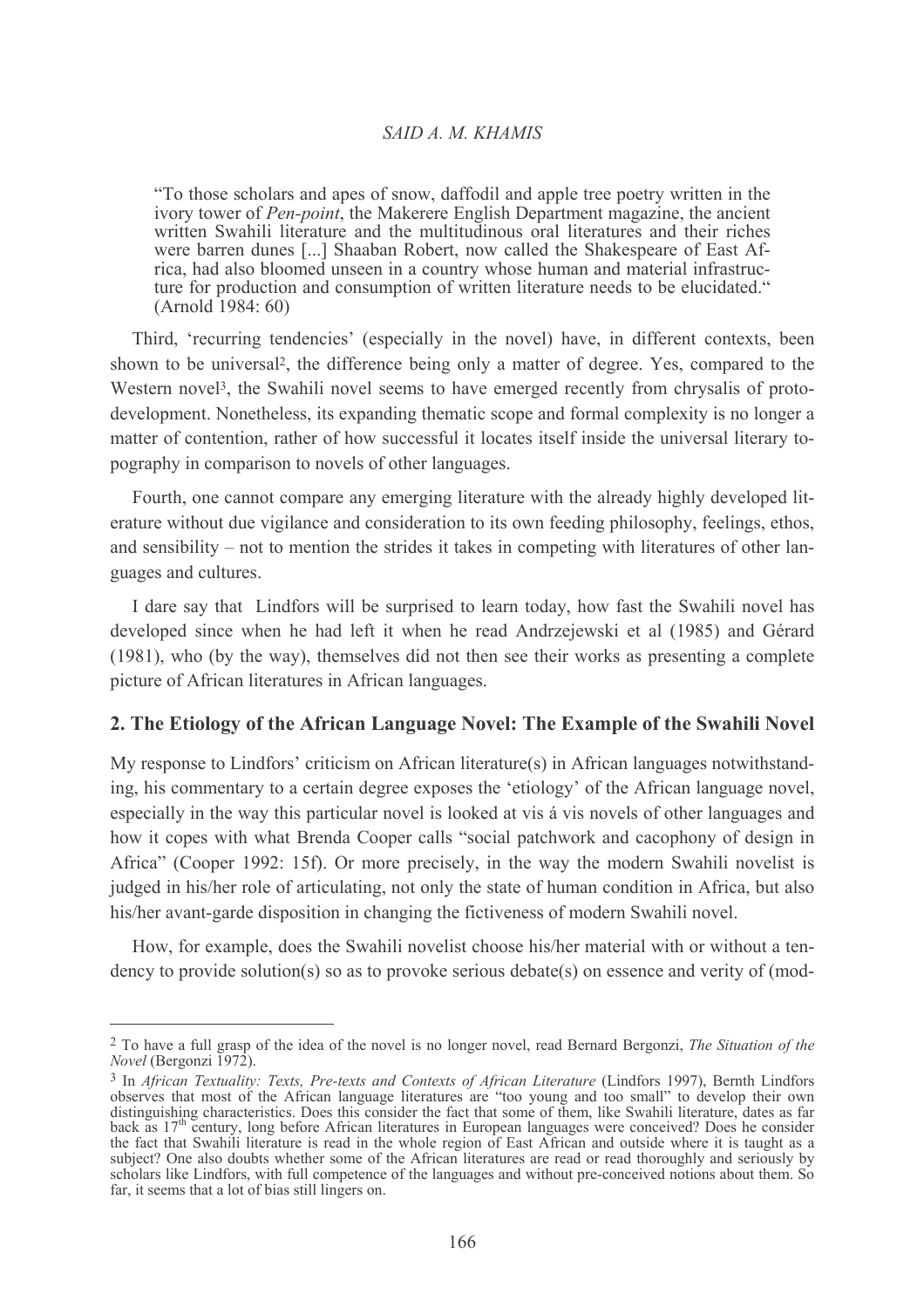> "To those scholars and apes of snow, daffodil and apple tree poetry written in the ivory tower of *Pen-point*, the Makerere English Department magazine, the ancient written Swahili literature and the multitudinous oral literatures and their riches were barren dunes [...] Shaaban Robert, now called the Shakespeare of East Africa, had also bloomed unseen in a country whose human and material infrastructure for production and consumption of written literature needs to be elucidated." (Arnold 1984: 60)

Third, 'recurring tendencies' (especially in the novel) have, in different contexts, been shown to be universal[2], the difference being only a matter of degree. Yes, compared to the Western novel[3], the Swahili novel seems to have emerged recently from chrysalis of proto-development. Nonetheless, its expanding thematic scope and formal complexity is no longer a matter of contention, rather of how successful it locates itself inside the universal literary topography in comparison to novels of other languages.

Fourth, one cannot compare any emerging literature with the already highly developed literature without due vigilance and consideration to its own feeding philosophy, feelings, ethos, and sensibility – not to mention the strides it takes in competing with literatures of other languages and cultures.

I dare say that Lindfors will be surprised to learn today, how fast the Swahili novel has developed since when he had left it when he read Andrzejewski et al (1985) and Gérard (1981), who (by the way), themselves did not then see their works as presenting a complete picture of African literatures in African languages.

## 2. The Etiology of the African Language Novel: The Example of the Swahili Novel

My response to Lindfors' criticism on African literature(s) in African languages notwithstanding, his commentary to a certain degree exposes the 'etiology' of the African language novel, especially in the way this particular novel is looked at vis á vis novels of other languages and how it copes with what Brenda Cooper calls "social patchwork and cacophony of design in Africa" (Cooper 1992: 15f). Or more precisely, in the way the modern Swahili novelist is judged in his/her role of articulating, not only the state of human condition in Africa, but also his/her avant-garde disposition in changing the fictiveness of modern Swahili novel.

How, for example, does the Swahili novelist choose his/her material with or without a tendency to provide solution(s) so as to provoke serious debate(s) on essence and verity of (mod-

---

[2] To have a full grasp of the idea of the novel is no longer novel, read Bernard Bergonzi, *The Situation of the Novel* (Bergonzi 1972).

[3] In *African Textuality: Texts, Pre-texts and Contexts of African Literature* (Lindfors 1997), Bernth Lindfors observes that most of the African language literatures are "too young and too small" to develop their own distinguishing characteristics. Does this consider the fact that some of them, like Swahili literature, dates as far back as 17th century, long before African literatures in European languages were conceived? Does he consider the fact that Swahili literature is read in the whole region of East African and outside where it is taught as a subject? One also doubts whether some of the African literatures are read or read thoroughly and seriously by scholars like Lindfors, with full competence of the languages and without pre-conceived notions about them. So far, it seems that a lot of bias still lingers on.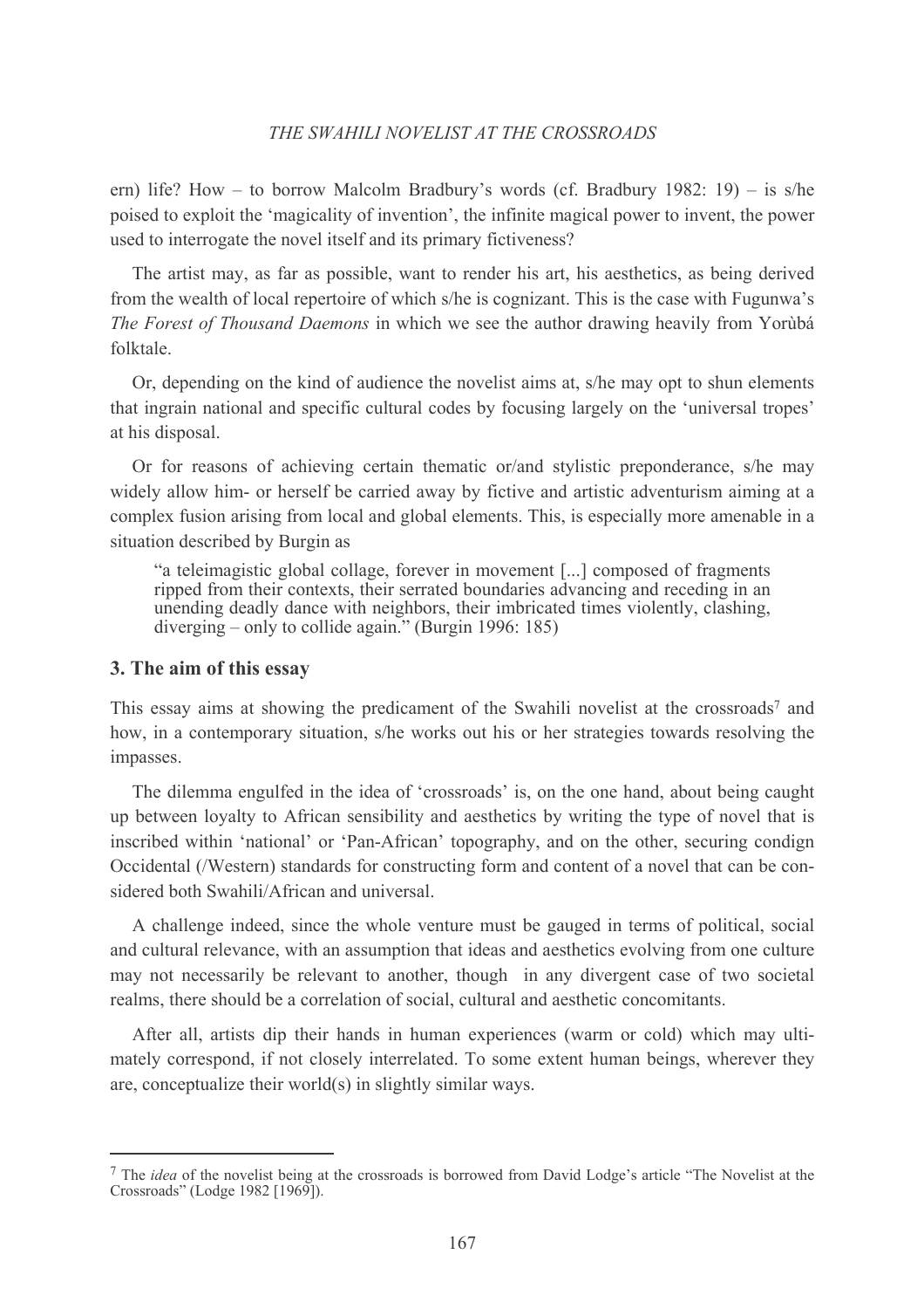ern) life? How – to borrow Malcolm Bradbury's words (cf. Bradbury 1982: 19) – is s/he poised to exploit the 'magicality of invention', the infinite magical power to invent, the power used to interrogate the novel itself and its primary fictiveness?

The artist may, as far as possible, want to render his art, his aesthetics, as being derived from the wealth of local repertoire of which s/he is cognizant. This is the case with Fugunwa's *The Forest of Thousand Daemons* in which we see the author drawing heavily from Yorùbá folktale.

Or, depending on the kind of audience the novelist aims at, s/he may opt to shun elements that ingrain national and specific cultural codes by focusing largely on the 'universal tropes' at his disposal.

Or for reasons of achieving certain thematic or/and stylistic preponderance, s/he may widely allow him- or herself be carried away by fictive and artistic adventurism aiming at a complex fusion arising from local and global elements. This, is especially more amenable in a situation described by Burgin as

> "a teleimagistic global collage, forever in movement [...] composed of fragments ripped from their contexts, their serrated boundaries advancing and receding in an unending deadly dance with neighbors, their imbricated times violently, clashing, diverging – only to collide again." (Burgin 1996: 185)

## 3. The aim of this essay

This essay aims at showing the predicament of the Swahili novelist at the crossroads[7] and how, in a contemporary situation, s/he works out his or her strategies towards resolving the impasses.

The dilemma engulfed in the idea of 'crossroads' is, on the one hand, about being caught up between loyalty to African sensibility and aesthetics by writing the type of novel that is inscribed within 'national' or 'Pan-African' topography, and on the other, securing condign Occidental (/Western) standards for constructing form and content of a novel that can be considered both Swahili/African and universal.

A challenge indeed, since the whole venture must be gauged in terms of political, social and cultural relevance, with an assumption that ideas and aesthetics evolving from one culture may not necessarily be relevant to another, though in any divergent case of two societal realms, there should be a correlation of social, cultural and aesthetic concomitants.

After all, artists dip their hands in human experiences (warm or cold) which may ultimately correspond, if not closely interrelated. To some extent human beings, wherever they are, conceptualize their world(s) in slightly similar ways.

---

[7] The *idea* of the novelist being at the crossroads is borrowed from David Lodge's article "The Novelist at the Crossroads" (Lodge 1982 [1969]).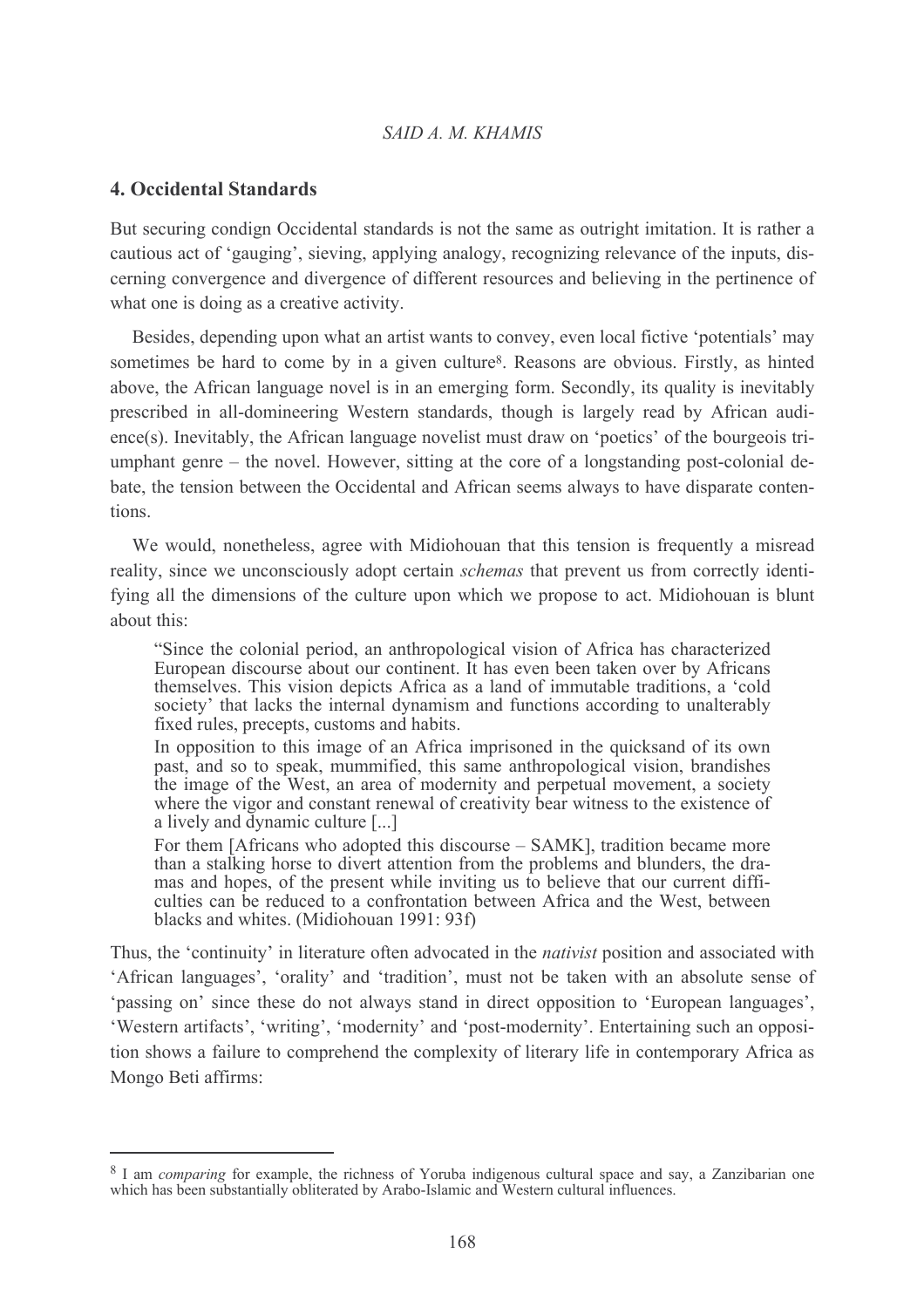## 4. Occidental Standards

But securing condign Occidental standards is not the same as outright imitation. It is rather a cautious act of 'gauging', sieving, applying analogy, recognizing relevance of the inputs, discerning convergence and divergence of different resources and believing in the pertinence of what one is doing as a creative activity.

Besides, depending upon what an artist wants to convey, even local fictive 'potentials' may sometimes be hard to come by in a given culture[8]. Reasons are obvious. Firstly, as hinted above, the African language novel is in an emerging form. Secondly, its quality is inevitably prescribed in all-domineering Western standards, though is largely read by African audience(s). Inevitably, the African language novelist must draw on 'poetics' of the bourgeois triumphant genre – the novel. However, sitting at the core of a longstanding post-colonial debate, the tension between the Occidental and African seems always to have disparate contentions.

We would, nonetheless, agree with Midiohouan that this tension is frequently a misread reality, since we unconsciously adopt certain *schemas* that prevent us from correctly identifying all the dimensions of the culture upon which we propose to act. Midiohouan is blunt about this:

> "Since the colonial period, an anthropological vision of Africa has characterized European discourse about our continent. It has even been taken over by Africans themselves. This vision depicts Africa as a land of immutable traditions, a 'cold society' that lacks the internal dynamism and functions according to unalterably fixed rules, precepts, customs and habits.
>
> In opposition to this image of an Africa imprisoned in the quicksand of its own past, and so to speak, mummified, this same anthropological vision, brandishes the image of the West, an area of modernity and perpetual movement, a society where the vigor and constant renewal of creativity bear witness to the existence of a lively and dynamic culture [...]
>
> For them [Africans who adopted this discourse – SAMK], tradition became more than a stalking horse to divert attention from the problems and blunders, the dramas and hopes, of the present while inviting us to believe that our current difficulties can be reduced to a confrontation between Africa and the West, between blacks and whites. (Midiohouan 1991: 93f)

Thus, the 'continuity' in literature often advocated in the *nativist* position and associated with 'African languages', 'orality' and 'tradition', must not be taken with an absolute sense of 'passing on' since these do not always stand in direct opposition to 'European languages', 'Western artifacts', 'writing', 'modernity' and 'post-modernity'. Entertaining such an opposition shows a failure to comprehend the complexity of literary life in contemporary Africa as Mongo Beti affirms:

---

[8] I am *comparing* for example, the richness of Yoruba indigenous cultural space and say, a Zanzibarian one which has been substantially obliterated by Arabo-Islamic and Western cultural influences.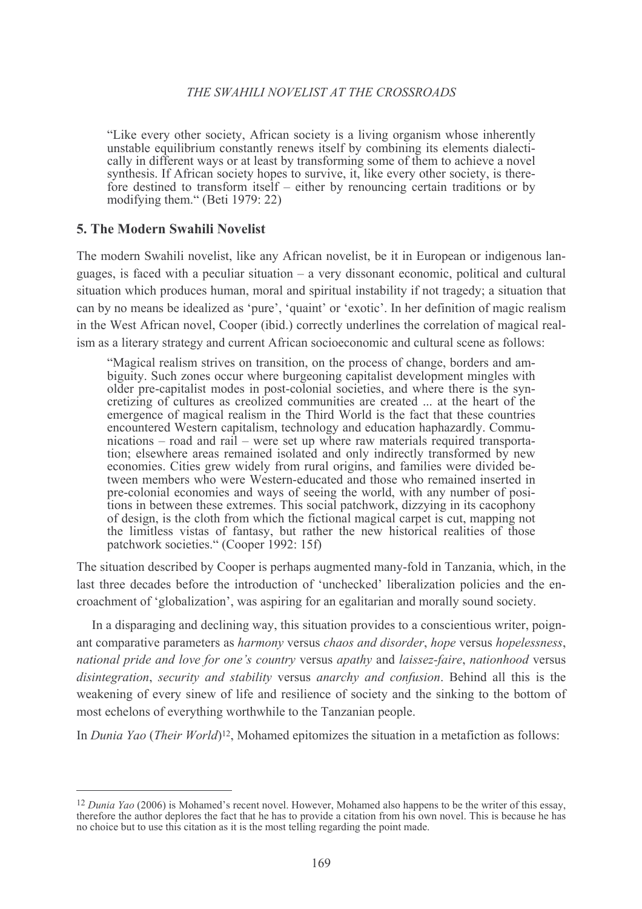> "Like every other society, African society is a living organism whose inherently unstable equilibrium constantly renews itself by combining its elements dialectically in different ways or at least by transforming some of them to achieve a novel synthesis. If African society hopes to survive, it, like every other society, is therefore destined to transform itself – either by renouncing certain traditions or by modifying them." (Beti 1979: 22)

## 5. The Modern Swahili Novelist

The modern Swahili novelist, like any African novelist, be it in European or indigenous languages, is faced with a peculiar situation – a very dissonant economic, political and cultural situation which produces human, moral and spiritual instability if not tragedy; a situation that can by no means be idealized as 'pure', 'quaint' or 'exotic'. In her definition of magic realism in the West African novel, Cooper (ibid.) correctly underlines the correlation of magical realism as a literary strategy and current African socioeconomic and cultural scene as follows:

> "Magical realism strives on transition, on the process of change, borders and ambiguity. Such zones occur where burgeoning capitalist development mingles with older pre-capitalist modes in post-colonial societies, and where there is the syncretizing of cultures as creolized communities are created ... at the heart of the emergence of magical realism in the Third World is the fact that these countries encountered Western capitalism, technology and education haphazardly. Communications – road and rail – were set up where raw materials required transportation; elsewhere areas remained isolated and only indirectly transformed by new economies. Cities grew widely from rural origins, and families were divided between members who were Western-educated and those who remained inserted in pre-colonial economies and ways of seeing the world, with any number of positions in between these extremes. This social patchwork, dizzying in its cacophony of design, is the cloth from which the fictional magical carpet is cut, mapping not the limitless vistas of fantasy, but rather the new historical realities of those patchwork societies." (Cooper 1992: 15f)

The situation described by Cooper is perhaps augmented many-fold in Tanzania, which, in the last three decades before the introduction of 'unchecked' liberalization policies and the encroachment of 'globalization', was aspiring for an egalitarian and morally sound society.

In a disparaging and declining way, this situation provides to a conscientious writer, poignant comparative parameters as *harmony* versus *chaos and disorder*, *hope* versus *hopelessness*, *national pride and love for one's country* versus *apathy* and *laissez-faire*, *nationhood* versus *disintegration*, *security and stability* versus *anarchy and confusion*. Behind all this is the weakening of every sinew of life and resilience of society and the sinking to the bottom of most echelons of everything worthwhile to the Tanzanian people.

In *Dunia Yao* (*Their World*)[12], Mohamed epitomizes the situation in a metafiction as follows:

---

[12] *Dunia Yao* (2006) is Mohamed's recent novel. However, Mohamed also happens to be the writer of this essay, therefore the author deplores the fact that he has to provide a citation from his own novel. This is because he has no choice but to use this citation as it is the most telling regarding the point made.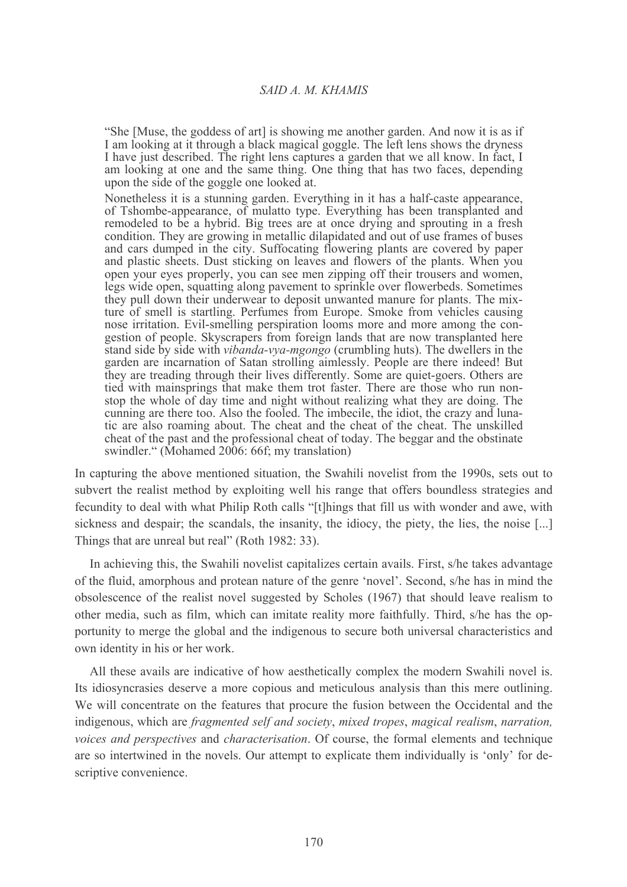> "She [Muse, the goddess of art] is showing me another garden. And now it is as if I am looking at it through a black magical goggle. The left lens shows the dryness I have just described. The right lens captures a garden that we all know. In fact, I am looking at one and the same thing. One thing that has two faces, depending upon the side of the goggle one looked at.
>
> Nonetheless it is a stunning garden. Everything in it has a half-caste appearance, of Tshombe-appearance, of mulatto type. Everything has been transplanted and remodeled to be a hybrid. Big trees are at once drying and sprouting in a fresh condition. They are growing in metallic dilapidated and out of use frames of buses and cars dumped in the city. Suffocating flowering plants are covered by paper and plastic sheets. Dust sticking on leaves and flowers of the plants. When you open your eyes properly, you can see men zipping off their trousers and women, legs wide open, squatting along pavement to sprinkle over flowerbeds. Sometimes they pull down their underwear to deposit unwanted manure for plants. The mixture of smell is startling. Perfumes from Europe. Smoke from vehicles causing nose irritation. Evil-smelling perspiration looms more and more among the congestion of people. Skyscrapers from foreign lands that are now transplanted here stand side by side with *vibanda-vya-mgongo* (crumbling huts). The dwellers in the garden are incarnation of Satan strolling aimlessly. People are there indeed! But they are treading through their lives differently. Some are quiet-goers. Others are tied with mainsprings that make them trot faster. There are those who run non-stop the whole of day time and night without realizing what they are doing. The cunning are there too. Also the fooled. The imbecile, the idiot, the crazy and lunatic are also roaming about. The cheat and the cheat of the cheat. The unskilled cheat of the past and the professional cheat of today. The beggar and the obstinate swindler." (Mohamed 2006: 66f; my translation)

In capturing the above mentioned situation, the Swahili novelist from the 1990s, sets out to subvert the realist method by exploiting well his range that offers boundless strategies and fecundity to deal with what Philip Roth calls "[t]hings that fill us with wonder and awe, with sickness and despair; the scandals, the insanity, the idiocy, the piety, the lies, the noise [...] Things that are unreal but real" (Roth 1982: 33).

In achieving this, the Swahili novelist capitalizes certain avails. First, s/he takes advantage of the fluid, amorphous and protean nature of the genre 'novel'. Second, s/he has in mind the obsolescence of the realist novel suggested by Scholes (1967) that should leave realism to other media, such as film, which can imitate reality more faithfully. Third, s/he has the opportunity to merge the global and the indigenous to secure both universal characteristics and own identity in his or her work.

All these avails are indicative of how aesthetically complex the modern Swahili novel is. Its idiosyncrasies deserve a more copious and meticulous analysis than this mere outlining. We will concentrate on the features that procure the fusion between the Occidental and the indigenous, which are *fragmented self and society*, *mixed tropes*, *magical realism*, *narration, voices and perspectives* and *characterisation*. Of course, the formal elements and technique are so intertwined in the novels. Our attempt to explicate them individually is 'only' for descriptive convenience.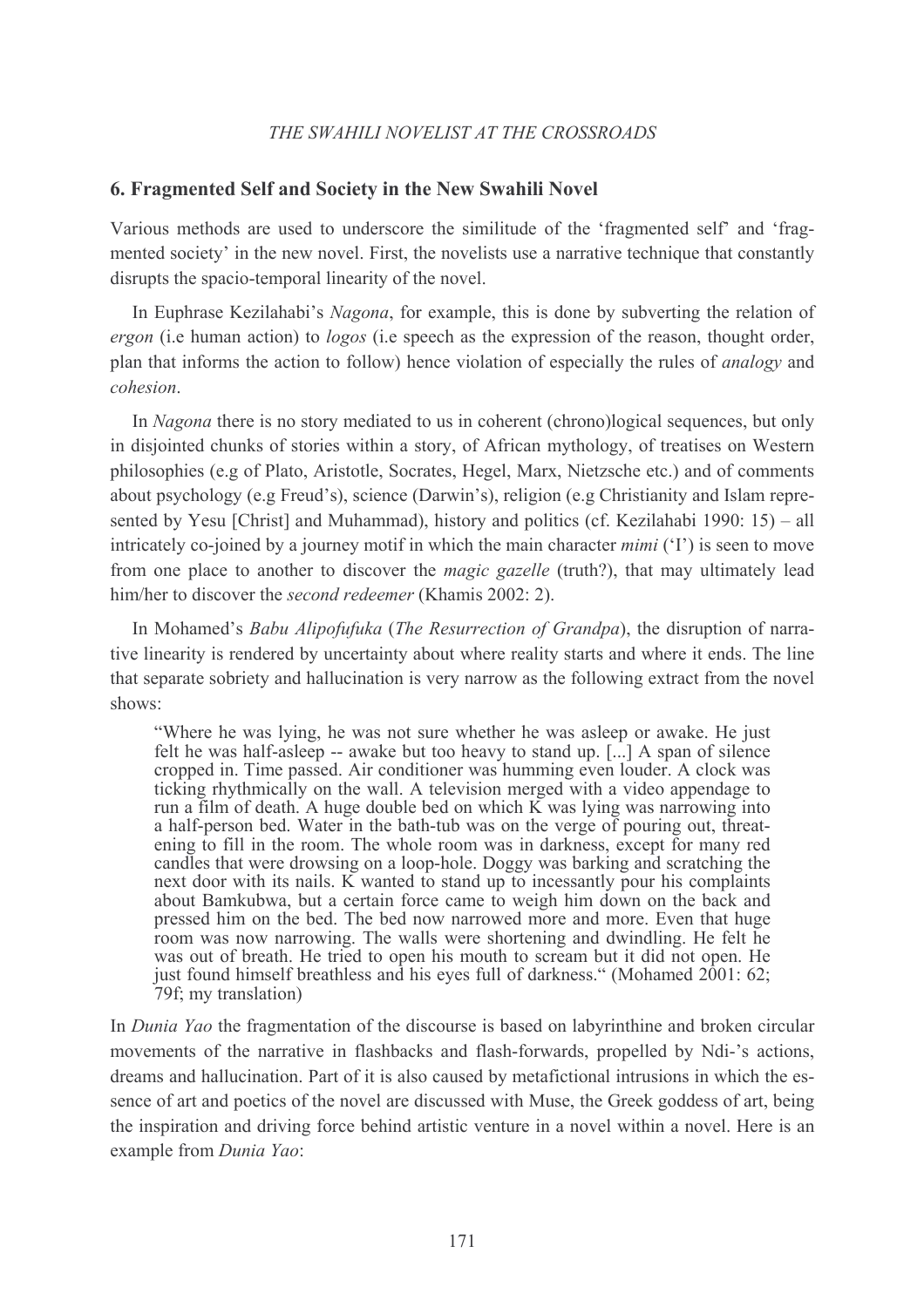## 6. Fragmented Self and Society in the New Swahili Novel

Various methods are used to underscore the similitude of the 'fragmented self' and 'fragmented society' in the new novel. First, the novelists use a narrative technique that constantly disrupts the spacio-temporal linearity of the novel.

In Euphrase Kezilahabi's *Nagona*, for example, this is done by subverting the relation of *ergon* (i.e human action) to *logos* (i.e speech as the expression of the reason, thought order, plan that informs the action to follow) hence violation of especially the rules of *analogy* and *cohesion*.

In *Nagona* there is no story mediated to us in coherent (chrono)logical sequences, but only in disjointed chunks of stories within a story, of African mythology, of treatises on Western philosophies (e.g of Plato, Aristotle, Socrates, Hegel, Marx, Nietzsche etc.) and of comments about psychology (e.g Freud's), science (Darwin's), religion (e.g Christianity and Islam represented by Yesu [Christ] and Muhammad), history and politics (cf. Kezilahabi 1990: 15) – all intricately co-joined by a journey motif in which the main character *mimi* ('I') is seen to move from one place to another to discover the *magic gazelle* (truth?), that may ultimately lead him/her to discover the *second redeemer* (Khamis 2002: 2).

In Mohamed's *Babu Alipofufuka* (*The Resurrection of Grandpa*), the disruption of narrative linearity is rendered by uncertainty about where reality starts and where it ends. The line that separate sobriety and hallucination is very narrow as the following extract from the novel shows:

> "Where he was lying, he was not sure whether he was asleep or awake. He just felt he was half-asleep -- awake but too heavy to stand up. [...] A span of silence cropped in. Time passed. Air conditioner was humming even louder. A clock was ticking rhythmically on the wall. A television merged with a video appendage to run a film of death. A huge double bed on which K was lying was narrowing into a half-person bed. Water in the bath-tub was on the verge of pouring out, threatening to fill in the room. The whole room was in darkness, except for many red candles that were drowsing on a loop-hole. Doggy was barking and scratching the next door with its nails. K wanted to stand up to incessantly pour his complaints about Bamkubwa, but a certain force came to weigh him down on the back and pressed him on the bed. The bed now narrowed more and more. Even that huge room was now narrowing. The walls were shortening and dwindling. He felt he was out of breath. He tried to open his mouth to scream but it did not open. He just found himself breathless and his eyes full of darkness." (Mohamed 2001: 62; 79f; my translation)

In *Dunia Yao* the fragmentation of the discourse is based on labyrinthine and broken circular movements of the narrative in flashbacks and flash-forwards, propelled by Ndi-'s actions, dreams and hallucination. Part of it is also caused by metafictional intrusions in which the essence of art and poetics of the novel are discussed with Muse, the Greek goddess of art, being the inspiration and driving force behind artistic venture in a novel within a novel. Here is an example from *Dunia Yao*: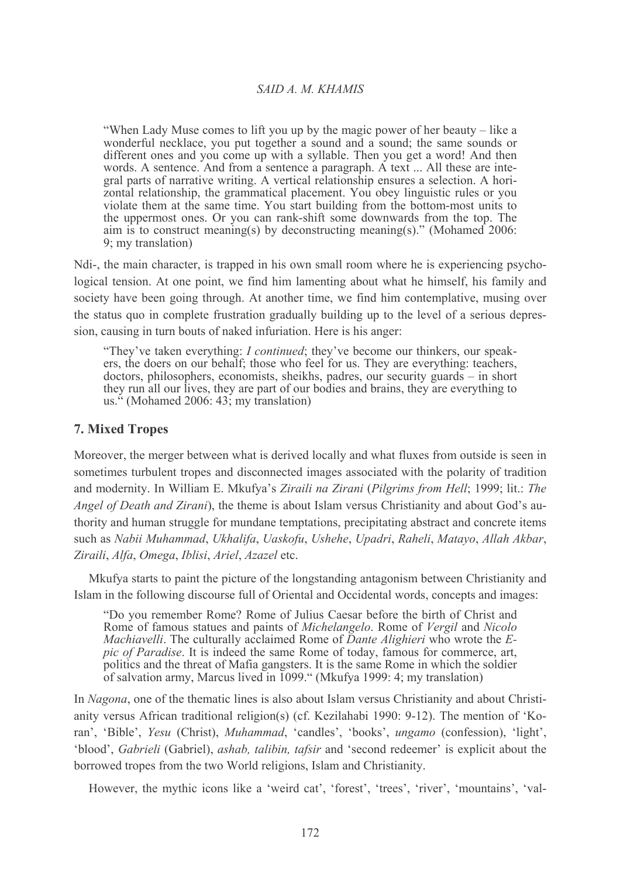> "When Lady Muse comes to lift you up by the magic power of her beauty – like a wonderful necklace, you put together a sound and a sound; the same sounds or different ones and you come up with a syllable. Then you get a word! And then words. A sentence. And from a sentence a paragraph. A text ... All these are integral parts of narrative writing. A vertical relationship ensures a selection. A horizontal relationship, the grammatical placement. You obey linguistic rules or you violate them at the same time. You start building from the bottom-most units to the uppermost ones. Or you can rank-shift some downwards from the top. The aim is to construct meaning(s) by deconstructing meaning(s)." (Mohamed 2006: 9; my translation)

Ndi-, the main character, is trapped in his own small room where he is experiencing psychological tension. At one point, we find him lamenting about what he himself, his family and society have been going through. At another time, we find him contemplative, musing over the status quo in complete frustration gradually building up to the level of a serious depression, causing in turn bouts of naked infuriation. Here is his anger:

> "They've taken everything: *I continued*; they've become our thinkers, our speakers, the doers on our behalf; those who feel for us. They are everything: teachers, doctors, philosophers, economists, sheikhs, padres, our security guards – in short they run all our lives, they are part of our bodies and brains, they are everything to us." (Mohamed 2006: 43; my translation)

## 7. Mixed Tropes

Moreover, the merger between what is derived locally and what fluxes from outside is seen in sometimes turbulent tropes and disconnected images associated with the polarity of tradition and modernity. In William E. Mkufya's *Ziraili na Zirani* (*Pilgrims from Hell*; 1999; lit.: *The Angel of Death and Zirani*), the theme is about Islam versus Christianity and about God's authority and human struggle for mundane temptations, precipitating abstract and concrete items such as *Nabii Muhammad*, *Ukhalifa*, *Uaskofu*, *Ushehe*, *Upadri*, *Raheli*, *Matayo*, *Allah Akbar*, *Ziraili*, *Alfa*, *Omega*, *Iblisi*, *Ariel*, *Azazel* etc.

Mkufya starts to paint the picture of the longstanding antagonism between Christianity and Islam in the following discourse full of Oriental and Occidental words, concepts and images:

> "Do you remember Rome? Rome of Julius Caesar before the birth of Christ and Rome of famous statues and paints of *Michelangelo*. Rome of *Vergil* and *Nicolo Machiavelli*. The culturally acclaimed Rome of *Dante Alighieri* who wrote the *Epic of Paradise*. It is indeed the same Rome of today, famous for commerce, art, politics and the threat of Mafia gangsters. It is the same Rome in which the soldier of salvation army, Marcus lived in 1099." (Mkufya 1999: 4; my translation)

In *Nagona*, one of the thematic lines is also about Islam versus Christianity and about Christianity versus African traditional religion(s) (cf. Kezilahabi 1990: 9-12). The mention of 'Koran', 'Bible', *Yesu* (Christ), *Muhammad*, 'candles', 'books', *ungamo* (confession), 'light', 'blood', *Gabrieli* (Gabriel), *ashab, talibin, tafsir* and 'second redeemer' is explicit about the borrowed tropes from the two World religions, Islam and Christianity.

However, the mythic icons like a 'weird cat', 'forest', 'trees', 'river', 'mountains', 'val-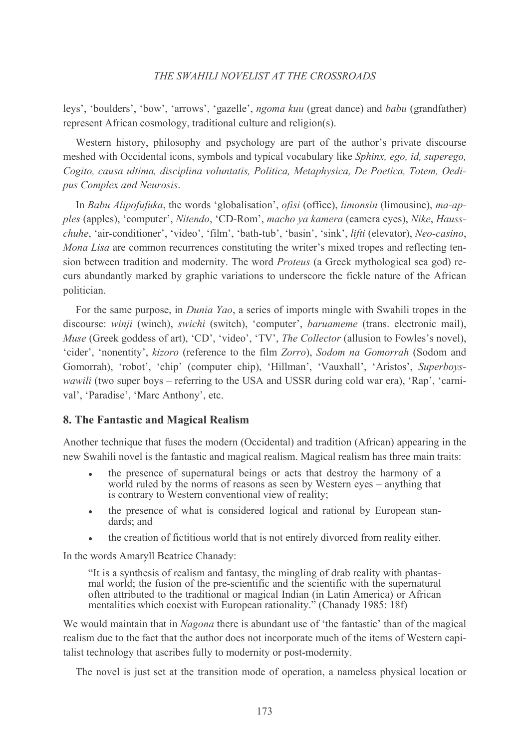leys', 'boulders', 'bow', 'arrows', 'gazelle', *ngoma kuu* (great dance) and *babu* (grandfather) represent African cosmology, traditional culture and religion(s).

Western history, philosophy and psychology are part of the author's private discourse meshed with Occidental icons, symbols and typical vocabulary like *Sphinx, ego, id, superego, Cogito, causa ultima, disciplina voluntatis, Politica, Metaphysica, De Poetica, Totem, Oedipus Complex and Neurosis*.

In *Babu Alipofufuka*, the words 'globalisation', *ofisi* (office), *limonsin* (limousine), *ma-apples* (apples), 'computer', *Nitendo*, 'CD-Rom', *macho ya kamera* (camera eyes), *Nike*, *Hausschuhe*, 'air-conditioner', 'video', 'film', 'bath-tub', 'basin', 'sink', *lifti* (elevator), *Neo-casino*, *Mona Lisa* are common recurrences constituting the writer's mixed tropes and reflecting tension between tradition and modernity. The word *Proteus* (a Greek mythological sea god) recurs abundantly marked by graphic variations to underscore the fickle nature of the African politician.

For the same purpose, in *Dunia Yao*, a series of imports mingle with Swahili tropes in the discourse: *winji* (winch), *swichi* (switch), 'computer', *baruameme* (trans. electronic mail), *Muse* (Greek goddess of art), 'CD', 'video', 'TV', *The Collector* (allusion to Fowles's novel), 'cider', 'nonentity', *kizoro* (reference to the film *Zorro*), *Sodom na Gomorrah* (Sodom and Gomorrah), 'robot', 'chip' (computer chip), 'Hillman', 'Vauxhall', 'Aristos', *Superboys-wawili* (two super boys – referring to the USA and USSR during cold war era), 'Rap', 'carnival', 'Paradise', 'Marc Anthony', etc.

## 8. The Fantastic and Magical Realism

Another technique that fuses the modern (Occidental) and tradition (African) appearing in the new Swahili novel is the fantastic and magical realism. Magical realism has three main traits:

- the presence of supernatural beings or acts that destroy the harmony of a world ruled by the norms of reasons as seen by Western eyes – anything that is contrary to Western conventional view of reality;
- the presence of what is considered logical and rational by European standards; and
- the creation of fictitious world that is not entirely divorced from reality either.

In the words Amaryll Beatrice Chanady:

> "It is a synthesis of realism and fantasy, the mingling of drab reality with phantasmal world; the fusion of the pre-scientific and the scientific with the supernatural often attributed to the traditional or magical Indian (in Latin America) or African mentalities which coexist with European rationality." (Chanady 1985: 18f)

We would maintain that in *Nagona* there is abundant use of 'the fantastic' than of the magical realism due to the fact that the author does not incorporate much of the items of Western capitalist technology that ascribes fully to modernity or post-modernity.

The novel is just set at the transition mode of operation, a nameless physical location or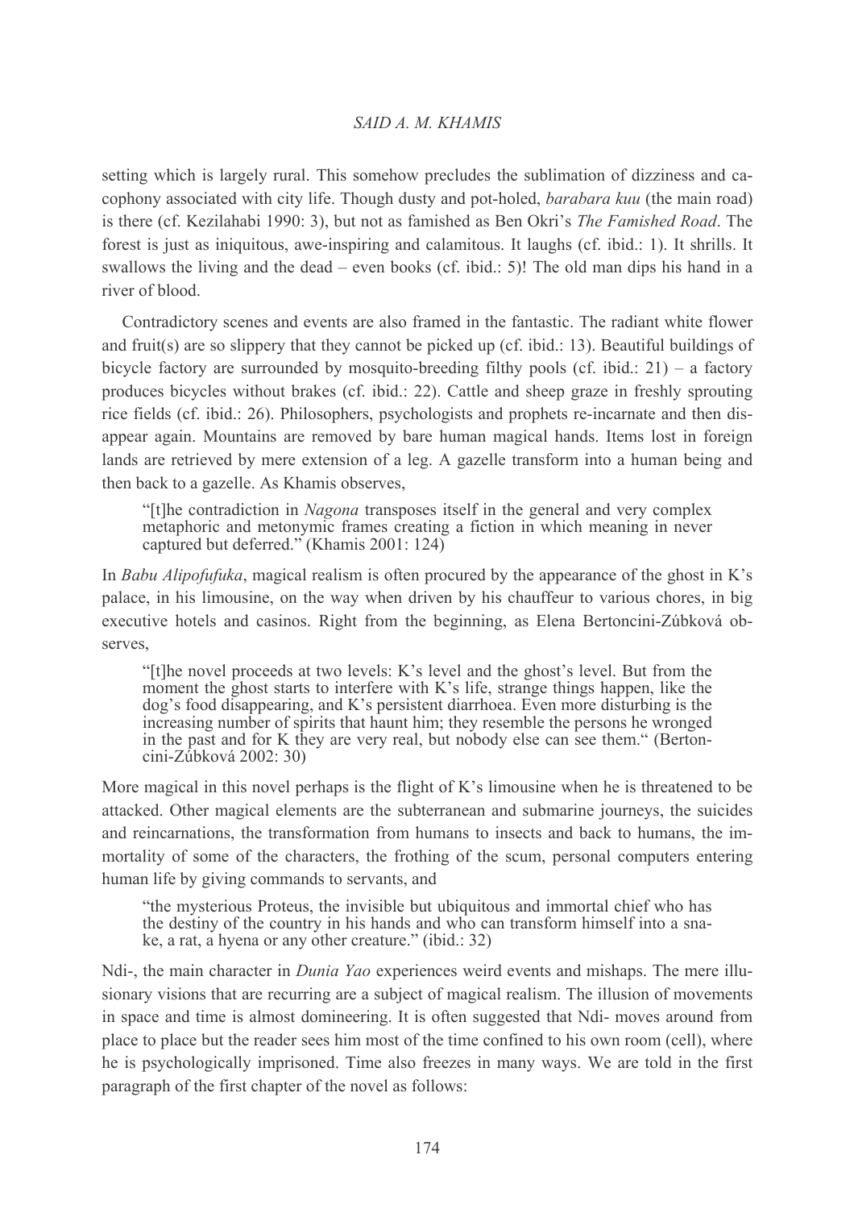setting which is largely rural. This somehow precludes the sublimation of dizziness and cacophony associated with city life. Though dusty and pot-holed, *barabara kuu* (the main road) is there (cf. Kezilahabi 1990: 3), but not as famished as Ben Okri's *The Famished Road*. The forest is just as iniquitous, awe-inspiring and calamitous. It laughs (cf. ibid.: 1). It shrills. It swallows the living and the dead – even books (cf. ibid.: 5)! The old man dips his hand in a river of blood.

Contradictory scenes and events are also framed in the fantastic. The radiant white flower and fruit(s) are so slippery that they cannot be picked up (cf. ibid.: 13). Beautiful buildings of bicycle factory are surrounded by mosquito-breeding filthy pools (cf. ibid.: 21) – a factory produces bicycles without brakes (cf. ibid.: 22). Cattle and sheep graze in freshly sprouting rice fields (cf. ibid.: 26). Philosophers, psychologists and prophets re-incarnate and then disappear again. Mountains are removed by bare human magical hands. Items lost in foreign lands are retrieved by mere extension of a leg. A gazelle transform into a human being and then back to a gazelle. As Khamis observes,

> "[t]he contradiction in *Nagona* transposes itself in the general and very complex metaphoric and metonymic frames creating a fiction in which meaning in never captured but deferred." (Khamis 2001: 124)

In *Babu Alipofufuka*, magical realism is often procured by the appearance of the ghost in K's palace, in his limousine, on the way when driven by his chauffeur to various chores, in big executive hotels and casinos. Right from the beginning, as Elena Bertoncini-Zúbková observes,

> "[t]he novel proceeds at two levels: K's level and the ghost's level. But from the moment the ghost starts to interfere with K's life, strange things happen, like the dog's food disappearing, and K's persistent diarrhoea. Even more disturbing is the increasing number of spirits that haunt him; they resemble the persons he wronged in the past and for K they are very real, but nobody else can see them." (Bertoncini-Zúbková 2002: 30)

More magical in this novel perhaps is the flight of K's limousine when he is threatened to be attacked. Other magical elements are the subterranean and submarine journeys, the suicides and reincarnations, the transformation from humans to insects and back to humans, the immortality of some of the characters, the frothing of the scum, personal computers entering human life by giving commands to servants, and

> "the mysterious Proteus, the invisible but ubiquitous and immortal chief who has the destiny of the country in his hands and who can transform himself into a snake, a rat, a hyena or any other creature." (ibid.: 32)

Ndi-, the main character in *Dunia Yao* experiences weird events and mishaps. The mere illusionary visions that are recurring are a subject of magical realism. The illusion of movements in space and time is almost domineering. It is often suggested that Ndi- moves around from place to place but the reader sees him most of the time confined to his own room (cell), where he is psychologically imprisoned. Time also freezes in many ways. We are told in the first paragraph of the first chapter of the novel as follows: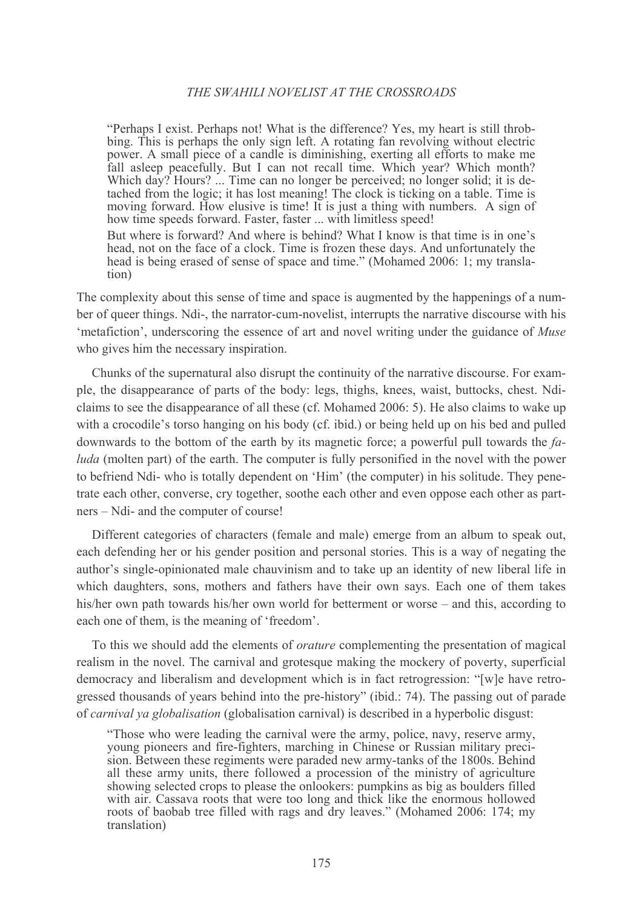"Perhaps I exist. Perhaps not! What is the difference? Yes, my heart is still throbbing. This is perhaps the only sign left. A rotating fan revolving without electric power. A small piece of a candle is diminishing, exerting all efforts to make me fall asleep peacefully. But I can not recall time. Which year? Which month? Which day? Hours? ... Time can no longer be perceived; no longer solid; it is detached from the logic; it has lost meaning! The clock is ticking on a table. Time is moving forward. How elusive is time! It is just a thing with numbers. A sign of how time speeds forward. Faster, faster ... with limitless speed!

But where is forward? And where is behind? What I know is that time is in one's head, not on the face of a clock. Time is frozen these days. And unfortunately the head is being erased of sense of space and time." (Mohamed 2006: 1; my translation)

The complexity about this sense of time and space is augmented by the happenings of a number of queer things. Ndi-, the narrator-cum-novelist, interrupts the narrative discourse with his 'metafiction', underscoring the essence of art and novel writing under the guidance of *Muse* who gives him the necessary inspiration.

Chunks of the supernatural also disrupt the continuity of the narrative discourse. For example, the disappearance of parts of the body: legs, thighs, knees, waist, buttocks, chest. Ndi- claims to see the disappearance of all these (cf. Mohamed 2006: 5). He also claims to wake up with a crocodile's torso hanging on his body (cf. ibid.) or being held up on his bed and pulled downwards to the bottom of the earth by its magnetic force; a powerful pull towards the *faluda* (molten part) of the earth. The computer is fully personified in the novel with the power to befriend Ndi- who is totally dependent on 'Him' (the computer) in his solitude. They penetrate each other, converse, cry together, soothe each other and even oppose each other as partners – Ndi- and the computer of course!

Different categories of characters (female and male) emerge from an album to speak out, each defending her or his gender position and personal stories. This is a way of negating the author's single-opinionated male chauvinism and to take up an identity of new liberal life in which daughters, sons, mothers and fathers have their own says. Each one of them takes his/her own path towards his/her own world for betterment or worse – and this, according to each one of them, is the meaning of 'freedom'.

To this we should add the elements of *orature* complementing the presentation of magical realism in the novel. The carnival and grotesque making the mockery of poverty, superficial democracy and liberalism and development which is in fact retrogression: "[w]e have retrogressed thousands of years behind into the pre-history" (ibid.: 74). The passing out of parade of *carnival ya globalisation* (globalisation carnival) is described in a hyperbolic disgust:

"Those who were leading the carnival were the army, police, navy, reserve army, young pioneers and fire-fighters, marching in Chinese or Russian military precision. Between these regiments were paraded new army-tanks of the 1800s. Behind all these army units, there followed a procession of the ministry of agriculture showing selected crops to please the onlookers: pumpkins as big as boulders filled with air. Cassava roots that were too long and thick like the enormous hollowed roots of baobab tree filled with rags and dry leaves." (Mohamed 2006: 174; my translation)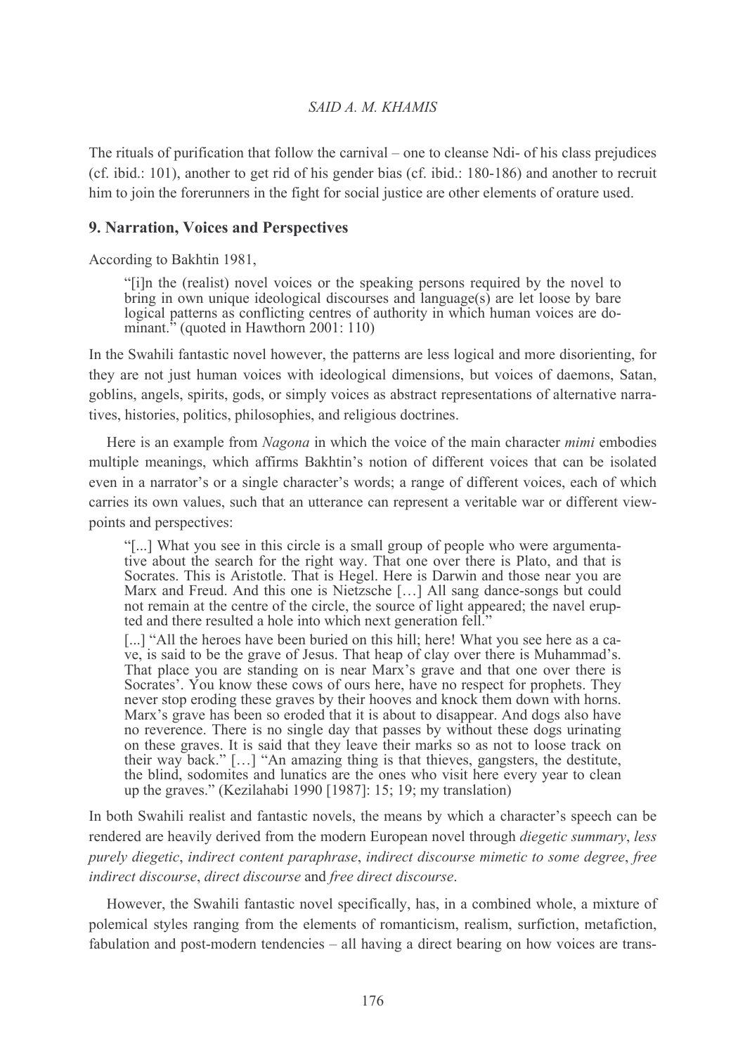The rituals of purification that follow the carnival – one to cleanse Ndi- of his class prejudices (cf. ibid.: 101), another to get rid of his gender bias (cf. ibid.: 180-186) and another to recruit him to join the forerunners in the fight for social justice are other elements of orature used.

## 9. Narration, Voices and Perspectives

According to Bakhtin 1981,

> "[i]n the (realist) novel voices or the speaking persons required by the novel to bring in own unique ideological discourses and language(s) are let loose by bare logical patterns as conflicting centres of authority in which human voices are dominant." (quoted in Hawthorn 2001: 110)

In the Swahili fantastic novel however, the patterns are less logical and more disorienting, for they are not just human voices with ideological dimensions, but voices of daemons, Satan, goblins, angels, spirits, gods, or simply voices as abstract representations of alternative narratives, histories, politics, philosophies, and religious doctrines.

Here is an example from *Nagona* in which the voice of the main character *mimi* embodies multiple meanings, which affirms Bakhtin's notion of different voices that can be isolated even in a narrator's or a single character's words; a range of different voices, each of which carries its own values, such that an utterance can represent a veritable war or different viewpoints and perspectives:

> "[...] What you see in this circle is a small group of people who were argumentative about the search for the right way. That one over there is Plato, and that is Socrates. This is Aristotle. That is Hegel. Here is Darwin and those near you are Marx and Freud. And this one is Nietzsche […] All sang dance-songs but could not remain at the centre of the circle, the source of light appeared; the navel erupted and there resulted a hole into which next generation fell."
>
> [...] "All the heroes have been buried on this hill; here! What you see here as a cave, is said to be the grave of Jesus. That heap of clay over there is Muhammad's. That place you are standing on is near Marx's grave and that one over there is Socrates'. You know these cows of ours here, have no respect for prophets. They never stop eroding these graves by their hooves and knock them down with horns. Marx's grave has been so eroded that it is about to disappear. And dogs also have no reverence. There is no single day that passes by without these dogs urinating on these graves. It is said that they leave their marks so as not to loose track on their way back." […] "An amazing thing is that thieves, gangsters, the destitute, the blind, sodomites and lunatics are the ones who visit here every year to clean up the graves." (Kezilahabi 1990 [1987]: 15; 19; my translation)

In both Swahili realist and fantastic novels, the means by which a character's speech can be rendered are heavily derived from the modern European novel through *diegetic summary*, *less purely diegetic*, *indirect content paraphrase*, *indirect discourse mimetic to some degree*, *free indirect discourse*, *direct discourse* and *free direct discourse*.

However, the Swahili fantastic novel specifically, has, in a combined whole, a mixture of polemical styles ranging from the elements of romanticism, realism, surfiction, metafiction, fabulation and post-modern tendencies – all having a direct bearing on how voices are trans-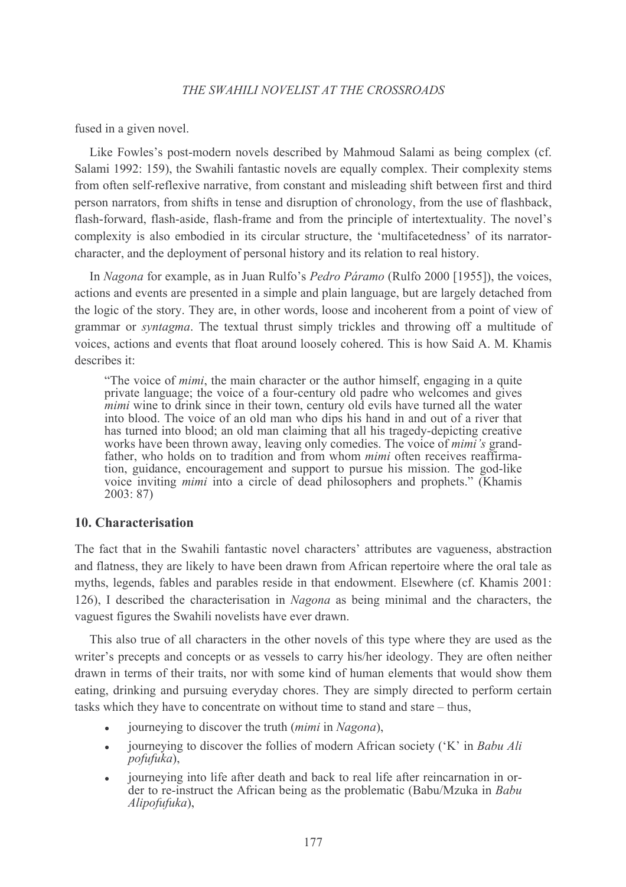fused in a given novel.

Like Fowles's post-modern novels described by Mahmoud Salami as being complex (cf. Salami 1992: 159), the Swahili fantastic novels are equally complex. Their complexity stems from often self-reflexive narrative, from constant and misleading shift between first and third person narrators, from shifts in tense and disruption of chronology, from the use of flashback, flash-forward, flash-aside, flash-frame and from the principle of intertextuality. The novel's complexity is also embodied in its circular structure, the 'multifacetedness' of its narrator-character, and the deployment of personal history and its relation to real history.

In *Nagona* for example, as in Juan Rulfo's *Pedro Páramo* (Rulfo 2000 [1955]), the voices, actions and events are presented in a simple and plain language, but are largely detached from the logic of the story. They are, in other words, loose and incoherent from a point of view of grammar or *syntagma*. The textual thrust simply trickles and throwing off a multitude of voices, actions and events that float around loosely cohered. This is how Said A. M. Khamis describes it:

> "The voice of *mimi*, the main character or the author himself, engaging in a quite private language; the voice of a four-century old padre who welcomes and gives *mimi* wine to drink since in their town, century old evils have turned all the water into blood. The voice of an old man who dips his hand in and out of a river that has turned into blood; an old man claiming that all his tragedy-depicting creative works have been thrown away, leaving only comedies. The voice of *mimi's* grandfather, who holds on to tradition and from whom *mimi* often receives reaffirmation, guidance, encouragement and support to pursue his mission. The god-like voice inviting *mimi* into a circle of dead philosophers and prophets." (Khamis 2003: 87)

## 10. Characterisation

The fact that in the Swahili fantastic novel characters' attributes are vagueness, abstraction and flatness, they are likely to have been drawn from African repertoire where the oral tale as myths, legends, fables and parables reside in that endowment. Elsewhere (cf. Khamis 2001: 126), I described the characterisation in *Nagona* as being minimal and the characters, the vaguest figures the Swahili novelists have ever drawn.

This also true of all characters in the other novels of this type where they are used as the writer's precepts and concepts or as vessels to carry his/her ideology. They are often neither drawn in terms of their traits, nor with some kind of human elements that would show them eating, drinking and pursuing everyday chores. They are simply directed to perform certain tasks which they have to concentrate on without time to stand and stare – thus,

- journeying to discover the truth (*mimi* in *Nagona*),
- journeying to discover the follies of modern African society ('K' in *Babu Ali pofufuka*),
- journeying into life after death and back to real life after reincarnation in order to re-instruct the African being as the problematic (Babu/Mzuka in *Babu Alipofufuka*),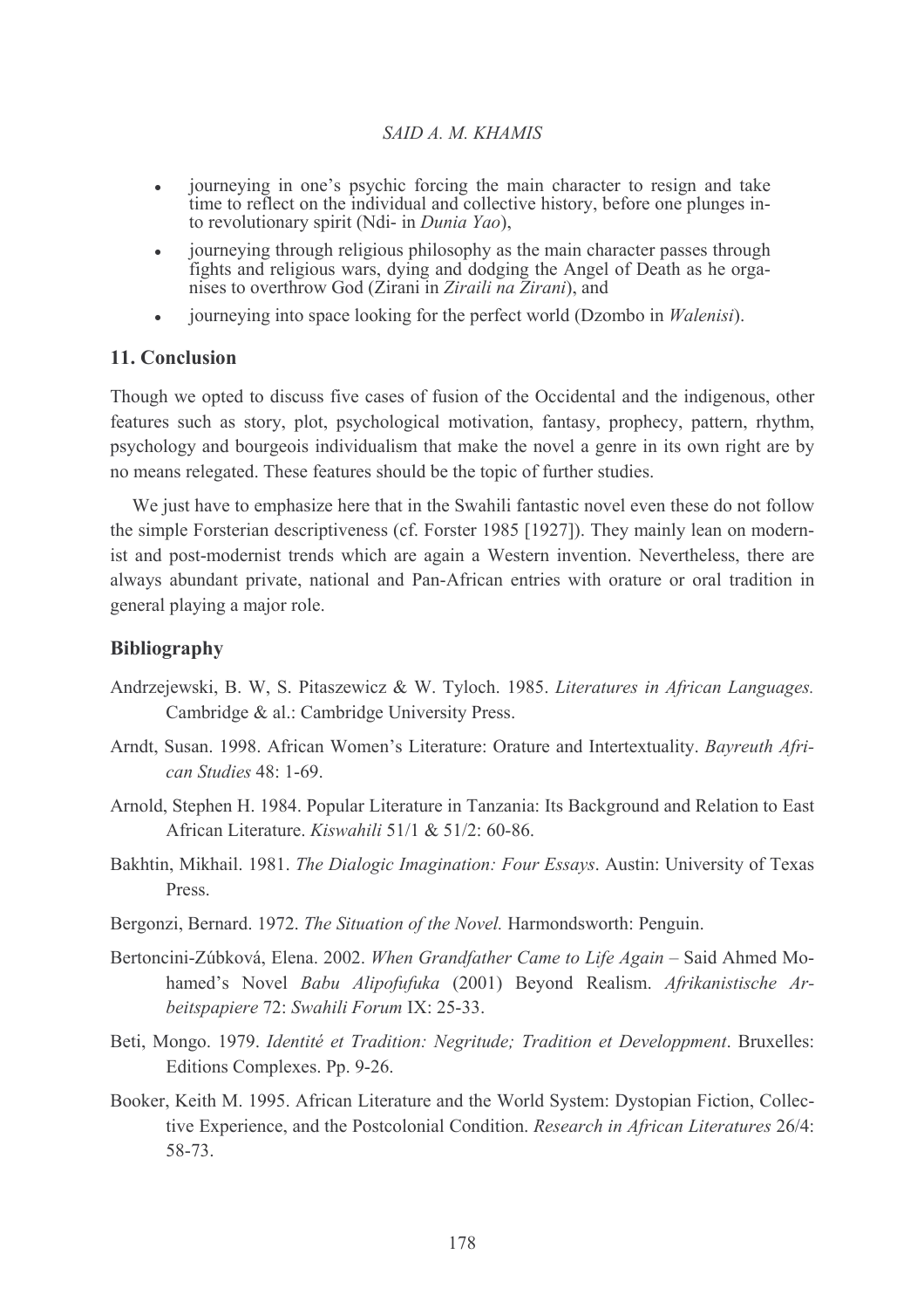- journeying in one's psychic forcing the main character to resign and take time to reflect on the individual and collective history, before one plunges into revolutionary spirit (Ndi- in *Dunia Yao*),
- journeying through religious philosophy as the main character passes through fights and religious wars, dying and dodging the Angel of Death as he organises to overthrow God (Zirani in *Ziraili na Zirani*), and
- journeying into space looking for the perfect world (Dzombo in *Walenisi*).

## 11. Conclusion

Though we opted to discuss five cases of fusion of the Occidental and the indigenous, other features such as story, plot, psychological motivation, fantasy, prophecy, pattern, rhythm, psychology and bourgeois individualism that make the novel a genre in its own right are by no means relegated. These features should be the topic of further studies.

We just have to emphasize here that in the Swahili fantastic novel even these do not follow the simple Forsterian descriptiveness (cf. Forster 1985 [1927]). They mainly lean on modernist and post-modernist trends which are again a Western invention. Nevertheless, there are always abundant private, national and Pan-African entries with orature or oral tradition in general playing a major role.

## Bibliography

Andrzejewski, B. W, S. Pitaszewicz & W. Tyloch. 1985. *Literatures in African Languages.* Cambridge & al.: Cambridge University Press.

Arndt, Susan. 1998. African Women's Literature: Orature and Intertextuality. *Bayreuth African Studies* 48: 1-69.

Arnold, Stephen H. 1984. Popular Literature in Tanzania: Its Background and Relation to East African Literature. *Kiswahili* 51/1 & 51/2: 60-86.

Bakhtin, Mikhail. 1981. *The Dialogic Imagination: Four Essays*. Austin: University of Texas Press.

Bergonzi, Bernard. 1972. *The Situation of the Novel.* Harmondsworth: Penguin.

Bertoncini-Zúbková, Elena. 2002. *When Grandfather Came to Life Again* – Said Ahmed Mohamed's Novel *Babu Alipofufuka* (2001) Beyond Realism. *Afrikanistische Arbeitspapiere* 72: *Swahili Forum* IX: 25-33.

Beti, Mongo. 1979. *Identité et Tradition: Negritude; Tradition et Developpment*. Bruxelles: Editions Complexes. Pp. 9-26.

Booker, Keith M. 1995. African Literature and the World System: Dystopian Fiction, Collective Experience, and the Postcolonial Condition. *Research in African Literatures* 26/4: 58-73.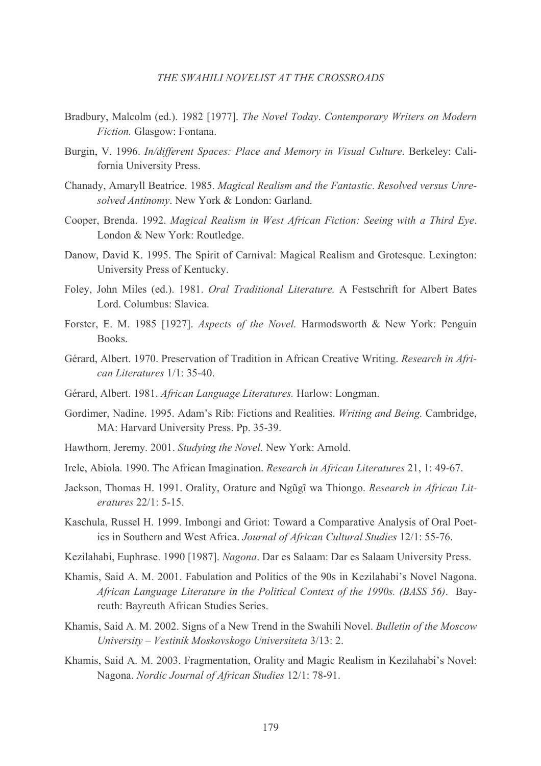Bradbury, Malcolm (ed.). 1982 [1977]. *The Novel Today*. *Contemporary Writers on Modern Fiction.* Glasgow: Fontana.

Burgin, V. 1996. *In/different Spaces: Place and Memory in Visual Culture*. Berkeley: California University Press.

Chanady, Amaryll Beatrice. 1985. *Magical Realism and the Fantastic*. *Resolved versus Unresolved Antinomy*. New York & London: Garland.

Cooper, Brenda. 1992. *Magical Realism in West African Fiction: Seeing with a Third Eye*. London & New York: Routledge.

Danow, David K. 1995. The Spirit of Carnival: Magical Realism and Grotesque. Lexington: University Press of Kentucky.

Foley, John Miles (ed.). 1981. *Oral Traditional Literature.* A Festschrift for Albert Bates Lord. Columbus: Slavica.

Forster, E. M. 1985 [1927]. *Aspects of the Novel.* Harmodsworth & New York: Penguin Books.

Gérard, Albert. 1970. Preservation of Tradition in African Creative Writing. *Research in African Literatures* 1/1: 35-40.

Gérard, Albert. 1981. *African Language Literatures.* Harlow: Longman.

Gordimer, Nadine. 1995. Adam's Rib: Fictions and Realities. *Writing and Being.* Cambridge, MA: Harvard University Press. Pp. 35-39.

Hawthorn, Jeremy. 2001. *Studying the Novel*. New York: Arnold.

Irele, Abiola. 1990. The African Imagination. *Research in African Literatures* 21, 1: 49-67.

Jackson, Thomas H. 1991. Orality, Orature and Ngũgĩ wa Thiongo. *Research in African Literatures* 22/1: 5-15.

Kaschula, Russel H. 1999. Imbongi and Griot: Toward a Comparative Analysis of Oral Poetics in Southern and West Africa. *Journal of African Cultural Studies* 12/1: 55-76.

Kezilahabi, Euphrase. 1990 [1987]. *Nagona*. Dar es Salaam: Dar es Salaam University Press.

Khamis, Said A. M. 2001. Fabulation and Politics of the 90s in Kezilahabi's Novel Nagona. *African Language Literature in the Political Context of the 1990s. (BASS 56)*. Bayreuth: Bayreuth African Studies Series.

Khamis, Said A. M. 2002. Signs of a New Trend in the Swahili Novel. *Bulletin of the Moscow University – Vestinik Moskovskogo Universiteta* 3/13: 2.

Khamis, Said A. M. 2003. Fragmentation, Orality and Magic Realism in Kezilahabi's Novel: Nagona. *Nordic Journal of African Studies* 12/1: 78-91.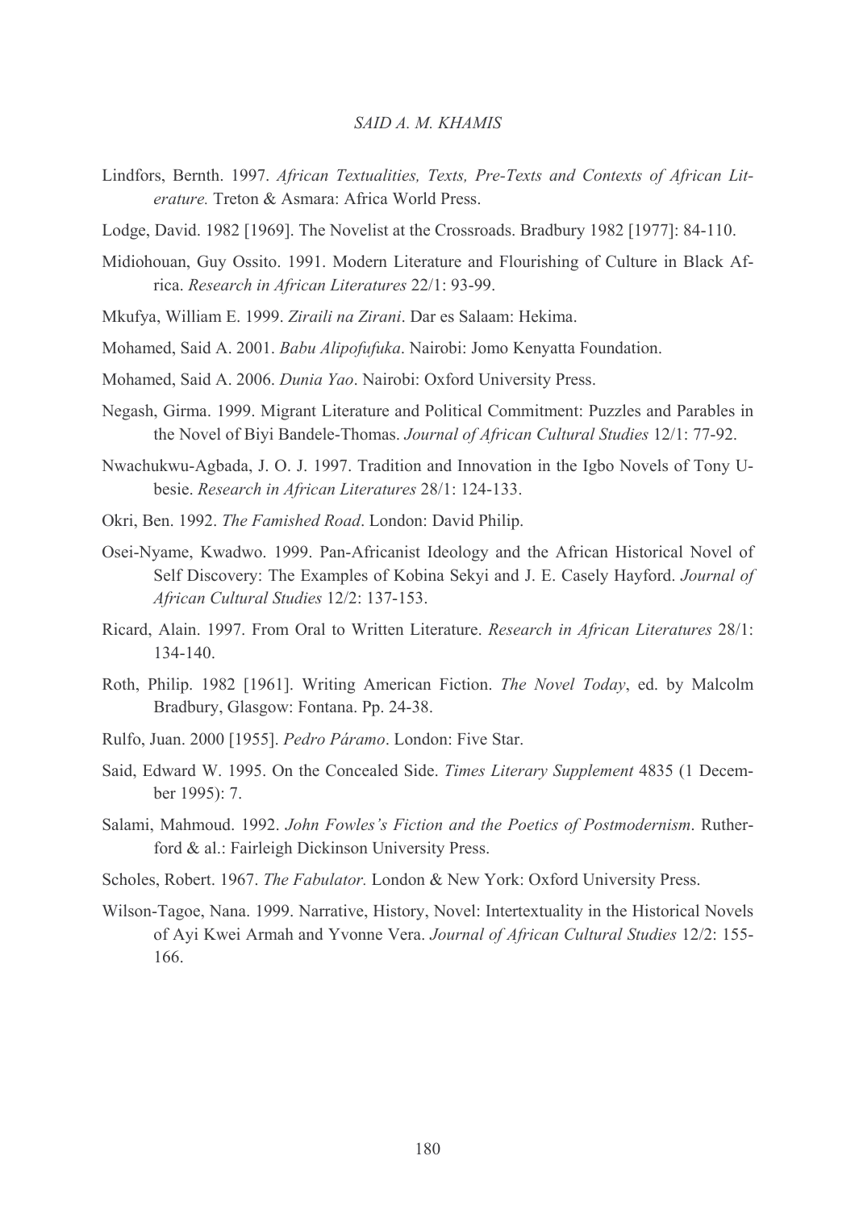Lindfors, Bernth. 1997. *African Textualities, Texts, Pre-Texts and Contexts of African Literature.* Treton & Asmara: Africa World Press.

Lodge, David. 1982 [1969]. The Novelist at the Crossroads. Bradbury 1982 [1977]: 84-110.

Midiohouan, Guy Ossito. 1991. Modern Literature and Flourishing of Culture in Black Africa. *Research in African Literatures* 22/1: 93-99.

Mkufya, William E. 1999. *Ziraili na Zirani*. Dar es Salaam: Hekima.

Mohamed, Said A. 2001. *Babu Alipofufuka*. Nairobi: Jomo Kenyatta Foundation.

Mohamed, Said A. 2006. *Dunia Yao*. Nairobi: Oxford University Press.

Negash, Girma. 1999. Migrant Literature and Political Commitment: Puzzles and Parables in the Novel of Biyi Bandele-Thomas. *Journal of African Cultural Studies* 12/1: 77-92.

Nwachukwu-Agbada, J. O. J. 1997. Tradition and Innovation in the Igbo Novels of Tony Ubesie. *Research in African Literatures* 28/1: 124-133.

Okri, Ben. 1992. *The Famished Road*. London: David Philip.

Osei-Nyame, Kwadwo. 1999. Pan-Africanist Ideology and the African Historical Novel of Self Discovery: The Examples of Kobina Sekyi and J. E. Casely Hayford. *Journal of African Cultural Studies* 12/2: 137-153.

Ricard, Alain. 1997. From Oral to Written Literature. *Research in African Literatures* 28/1: 134-140.

Roth, Philip. 1982 [1961]. Writing American Fiction. *The Novel Today*, ed. by Malcolm Bradbury, Glasgow: Fontana. Pp. 24-38.

Rulfo, Juan. 2000 [1955]. *Pedro Páramo*. London: Five Star.

Said, Edward W. 1995. On the Concealed Side. *Times Literary Supplement* 4835 (1 December 1995): 7.

Salami, Mahmoud. 1992. *John Fowles's Fiction and the Poetics of Postmodernism*. Rutherford & al.: Fairleigh Dickinson University Press.

Scholes, Robert. 1967. *The Fabulator.* London & New York: Oxford University Press.

Wilson-Tagoe, Nana. 1999. Narrative, History, Novel: Intertextuality in the Historical Novels of Ayi Kwei Armah and Yvonne Vera. *Journal of African Cultural Studies* 12/2: 155-166.